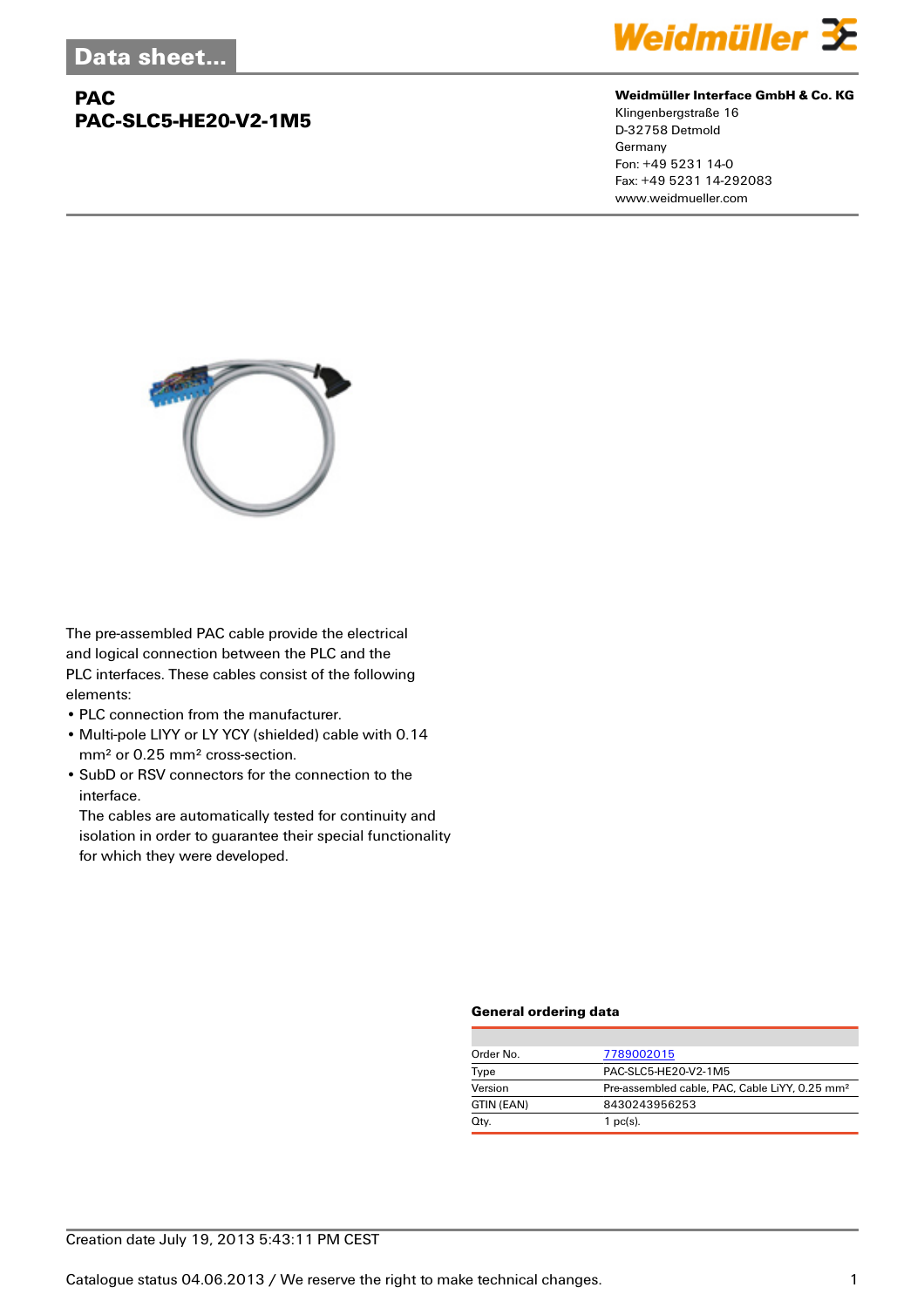Data sheet...

# PAC
## PAC-SLC5-HE20-V2-1M5

**Weidmüller Interface GmbH & Co. KG**
Klingenbergstraße 16
D-32758 Detmold
Germany
Fon: +49 5231 14-0
Fax: +49 5231 14-292083
www.weidmueller.com

The pre-assembled PAC cable provide the electrical and logical connection between the PLC and the PLC interfaces. These cables consist of the following elements:

- PLC connection from the manufacturer.
- Multi-pole LIYY or LY YCY (shielded) cable with 0.14 mm² or 0.25 mm² cross-section.
- SubD or RSV connectors for the connection to the interface.
  The cables are automatically tested for continuity and isolation in order to guarantee their special functionality for which they were developed.

### General ordering data

| | |
|---|---|
| Order No. | 7789002015 |
| Type | PAC-SLC5-HE20-V2-1M5 |
| Version | Pre-assembled cable, PAC, Cable LiYY, 0.25 mm² |
| GTIN (EAN) | 8430243956253 |
| Qty. | 1 pc(s). |

Creation date July 19, 2013 5:43:11 PM CEST

Catalogue status 04.06.2013 / We reserve the right to make technical changes.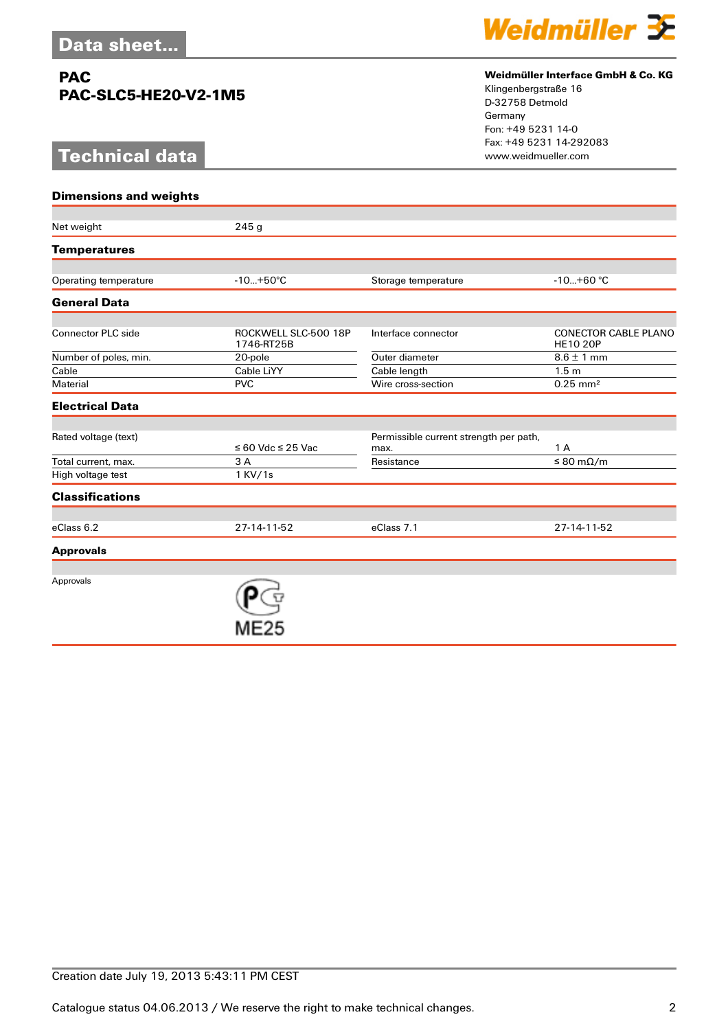Data sheet...

**PAC**
**PAC-SLC5-HE20-V2-1M5**

**Weidmüller Interface GmbH & Co. KG**
Klingenbergstraße 16
D-32758 Detmold
Germany
Fon: +49 5231 14-0
Fax: +49 5231 14-292083
www.weidmueller.com

# Technical data

## Dimensions and weights

| | | | |
|---|---|---|---|
| Net weight | 245 g | | |

## Temperatures

| | | | |
|---|---|---|---|
| Operating temperature | -10...+50°C | Storage temperature | -10...+60 °C |

## General Data

| | | | |
|---|---|---|---|
| Connector PLC side | ROCKWELL SLC-500 18P 1746-RT25B | Interface connector | CONECTOR CABLE PLANO HE10 20P |
| Number of poles, min. | 20-pole | Outer diameter | 8.6 ± 1 mm |
| Cable | Cable LiYY | Cable length | 1.5 m |
| Material | PVC | Wire cross-section | 0.25 mm² |

## Electrical Data

| | | | |
|---|---|---|---|
| Rated voltage (text) | ≤ 60 Vdc ≤ 25 Vac | Permissible current strength per path, max. | 1 A |
| Total current, max. | 3 A | Resistance | ≤ 80 mΩ/m |
| High voltage test | 1 KV/1s | | |

## Classifications

| | | | |
|---|---|---|---|
| eClass 6.2 | 27-14-11-52 | eClass 7.1 | 27-14-11-52 |

## Approvals

Approvals

ME25

Creation date July 19, 2013 5:43:11 PM CEST

Catalogue status 04.06.2013 / We reserve the right to make technical changes.